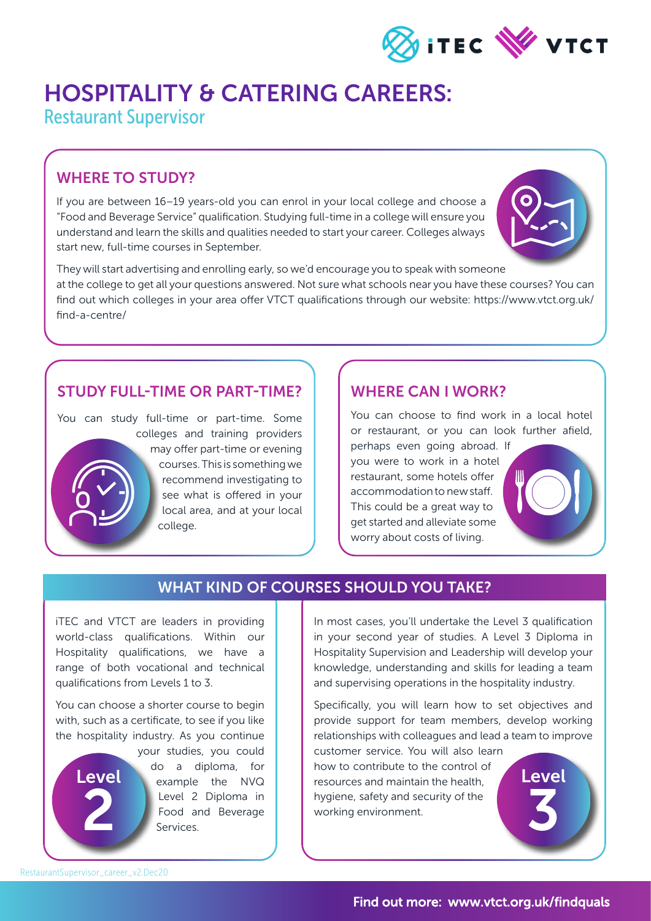# HOSPITALITY & CATERING CAREERS:

## Restaurant Supervisor

### WHERE TO STUDY?

If you are between 16–19 years-old you can enrol in your local college and choose a "Food and Beverage Service" qualification. Studying full-time in a college will ensure you understand and learn the skills and qualities needed to start your career. Colleges always start new, full-time courses in September.

They will start advertising and enrolling early, so we'd encourage you to speak with someone at the college to get all your questions answered. Not sure what schools near you have these courses? You can find out which colleges in your area offer VTCT qualifications through our website: https://www.vtct.org.uk/find-a-centre/

### STUDY FULL-TIME OR PART-TIME?

You can study full-time or part-time. Some colleges and training providers may offer part-time or evening courses. This is something we recommend investigating to see what is offered in your local area, and at your local college.

### WHERE CAN I WORK?

You can choose to find work in a local hotel or restaurant, or you can look further afield, perhaps even going abroad. If you were to work in a hotel restaurant, some hotels offer accommodation to new staff. This could be a great way to get started and alleviate some worry about costs of living.

### WHAT KIND OF COURSES SHOULD YOU TAKE?

iTEC and VTCT are leaders in providing world-class qualifications. Within our Hospitality qualifications, we have a range of both vocational and technical qualifications from Levels 1 to 3.

You can choose a shorter course to begin with, such as a certificate, to see if you like the hospitality industry. As you continue your studies, you could do a diploma, for example the NVQ Level 2 Diploma in Food and Beverage Services.

**Level 2**

In most cases, you'll undertake the Level 3 qualification in your second year of studies. A Level 3 Diploma in Hospitality Supervision and Leadership will develop your knowledge, understanding and skills for leading a team and supervising operations in the hospitality industry.

Specifically, you will learn how to set objectives and provide support for team members, develop working relationships with colleagues and lead a team to improve customer service. You will also learn how to contribute to the control of resources and maintain the health, hygiene, safety and security of the working environment.

**Level 3**

Find out more: www.vtct.org.uk/findquals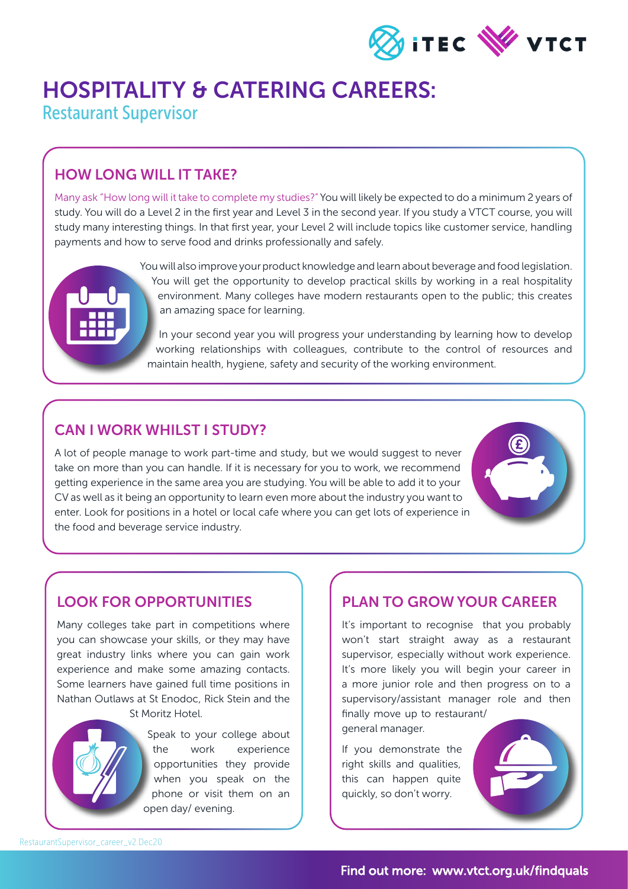# HOSPITALITY & CATERING CAREERS:

## Restaurant Supervisor

### HOW LONG WILL IT TAKE?

Many ask "How long will it take to complete my studies?" You will likely be expected to do a minimum 2 years of study. You will do a Level 2 in the first year and Level 3 in the second year. If you study a VTCT course, you will study many interesting things. In that first year, your Level 2 will include topics like customer service, handling payments and how to serve food and drinks professionally and safely.

You will also improve your product knowledge and learn about beverage and food legislation. You will get the opportunity to develop practical skills by working in a real hospitality environment. Many colleges have modern restaurants open to the public; this creates an amazing space for learning.

In your second year you will progress your understanding by learning how to develop working relationships with colleagues, contribute to the control of resources and maintain health, hygiene, safety and security of the working environment.

### CAN I WORK WHILST I STUDY?

A lot of people manage to work part-time and study, but we would suggest to never take on more than you can handle. If it is necessary for you to work, we recommend getting experience in the same area you are studying. You will be able to add it to your CV as well as it being an opportunity to learn even more about the industry you want to enter. Look for positions in a hotel or local cafe where you can get lots of experience in the food and beverage service industry.

### LOOK FOR OPPORTUNITIES

Many colleges take part in competitions where you can showcase your skills, or they may have great industry links where you can gain work experience and make some amazing contacts. Some learners have gained full time positions in Nathan Outlaws at St Enodoc, Rick Stein and the St Moritz Hotel.

Speak to your college about the work experience opportunities they provide when you speak on the phone or visit them on an open day/ evening.

### PLAN TO GROW YOUR CAREER

It's important to recognise that you probably won't start straight away as a restaurant supervisor, especially without work experience. It's more likely you will begin your career in a more junior role and then progress on to a supervisory/assistant manager role and then finally move up to restaurant/ general manager.

If you demonstrate the right skills and qualities, this can happen quite quickly, so don't worry.

RestaurantSupervisor_career_v2.Dec20

Find out more: www.vtct.org.uk/findquals